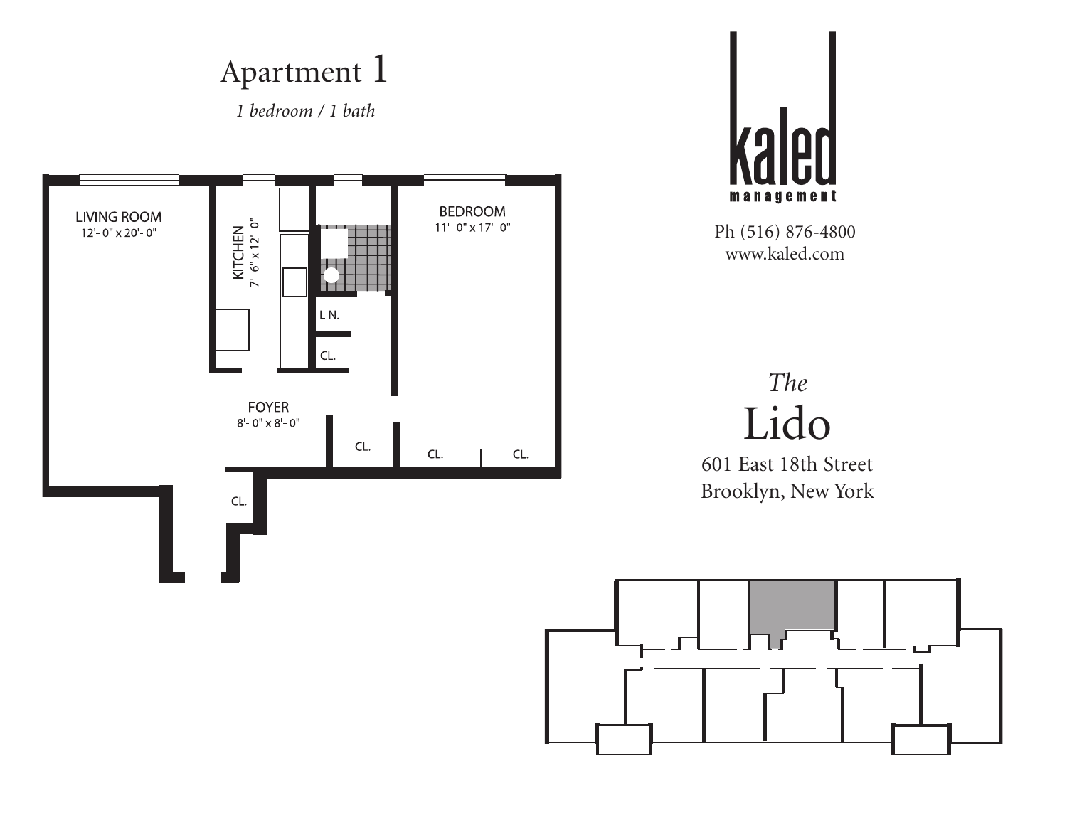# Apartment 1

*1 bedroom / 1 bath*

LIVING ROOM
12'- 0" x 20'- 0"

KITCHEN
7'- 6" x 12'- 0"

BEDROOM
11'- 0" x 17'- 0"

LIN.

CL.

FOYER
8'- 0" x 8'- 0"

CL.

CL.

CL.

CL.

kaled
management

Ph (516) 876-4800
www.kaled.com

*The*
# Lido

601 East 18th Street
Brooklyn, New York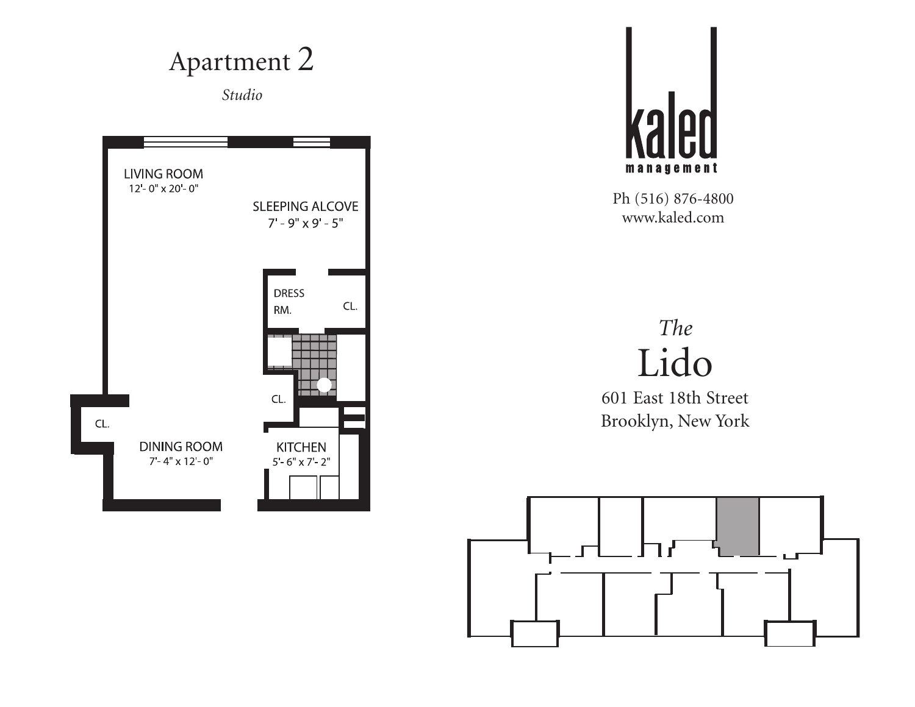# Apartment 2

*Studio*

LIVING ROOM
12'- 0" x 20'- 0"

SLEEPING ALCOVE
7' - 9" x 9' - 5"

DRESS RM.

CL.

CL.

CL.

DINING ROOM
7'- 4" x 12'- 0"

KITCHEN
5'- 6" x 7'- 2"

kaled management

Ph (516) 876-4800
www.kaled.com

*The*
# Lido

601 East 18th Street
Brooklyn, New York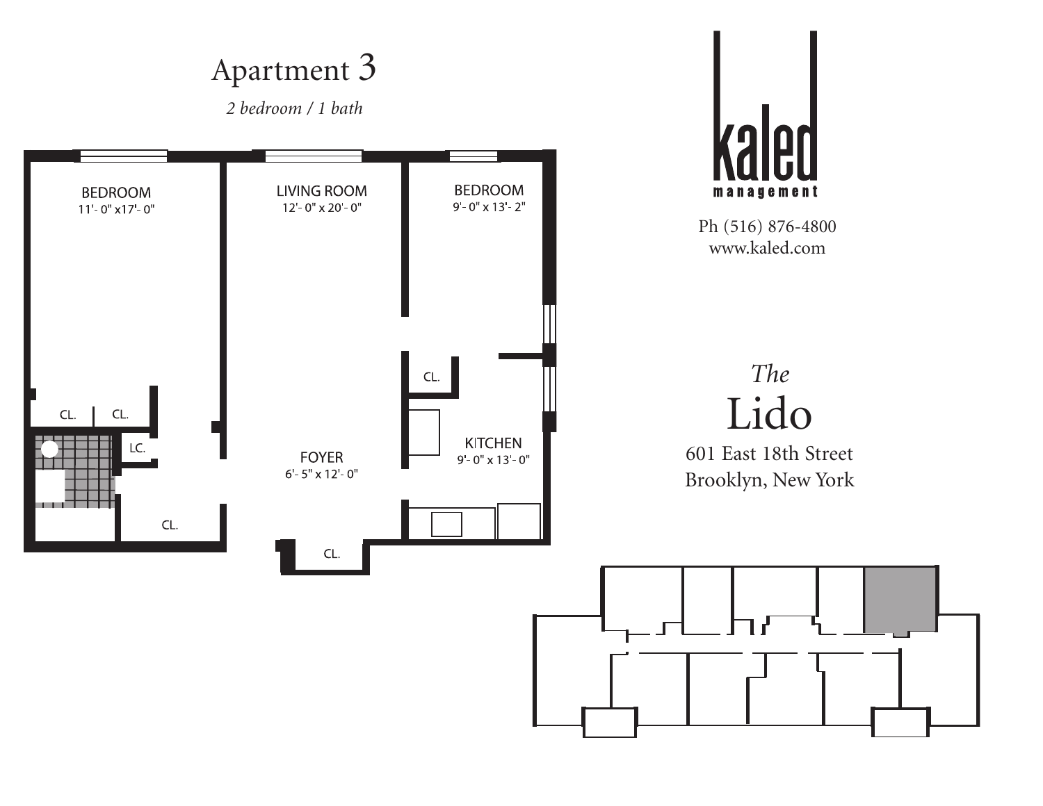# Apartment 3

*2 bedroom / 1 bath*

BEDROOM
11'- 0" x17'- 0"

LIVING ROOM
12'- 0" x 20'- 0"

BEDROOM
9'- 0" x 13'- 2"

CL.

CL. CL.

LC.

KITCHEN
9'- 0" x 13'- 0"

FOYER
6'- 5" x 12'- 0"

CL.

CL.

kaled
management

Ph (516) 876-4800
www.kaled.com

*The*
# Lido

601 East 18th Street
Brooklyn, New York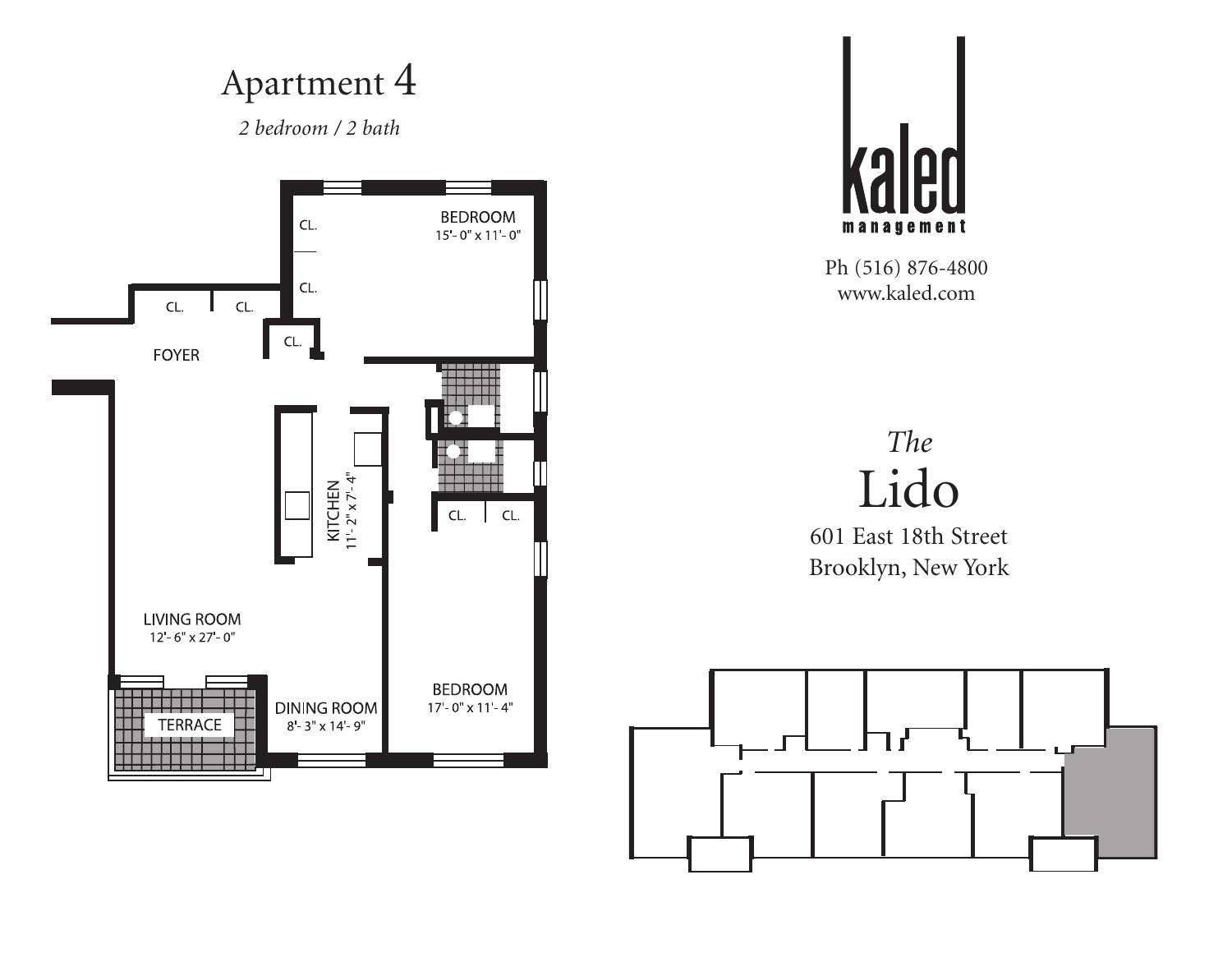# Apartment 4

*2 bedroom / 2 bath*

CL.

CL.

BEDROOM
15'- 0" x 11'- 0"

CL. CL.

CL.

FOYER

KITCHEN
11'- 2" x 7'- 4"

CL. CL.

LIVING ROOM
12'- 6" x 27'- 0"

TERRACE

DINING ROOM
8'- 3" x 14'- 9"

BEDROOM
17'- 0" x 11'- 4"

**kaled**
**management**

Ph (516) 876-4800
www.kaled.com

*The*
## Lido

601 East 18th Street
Brooklyn, New York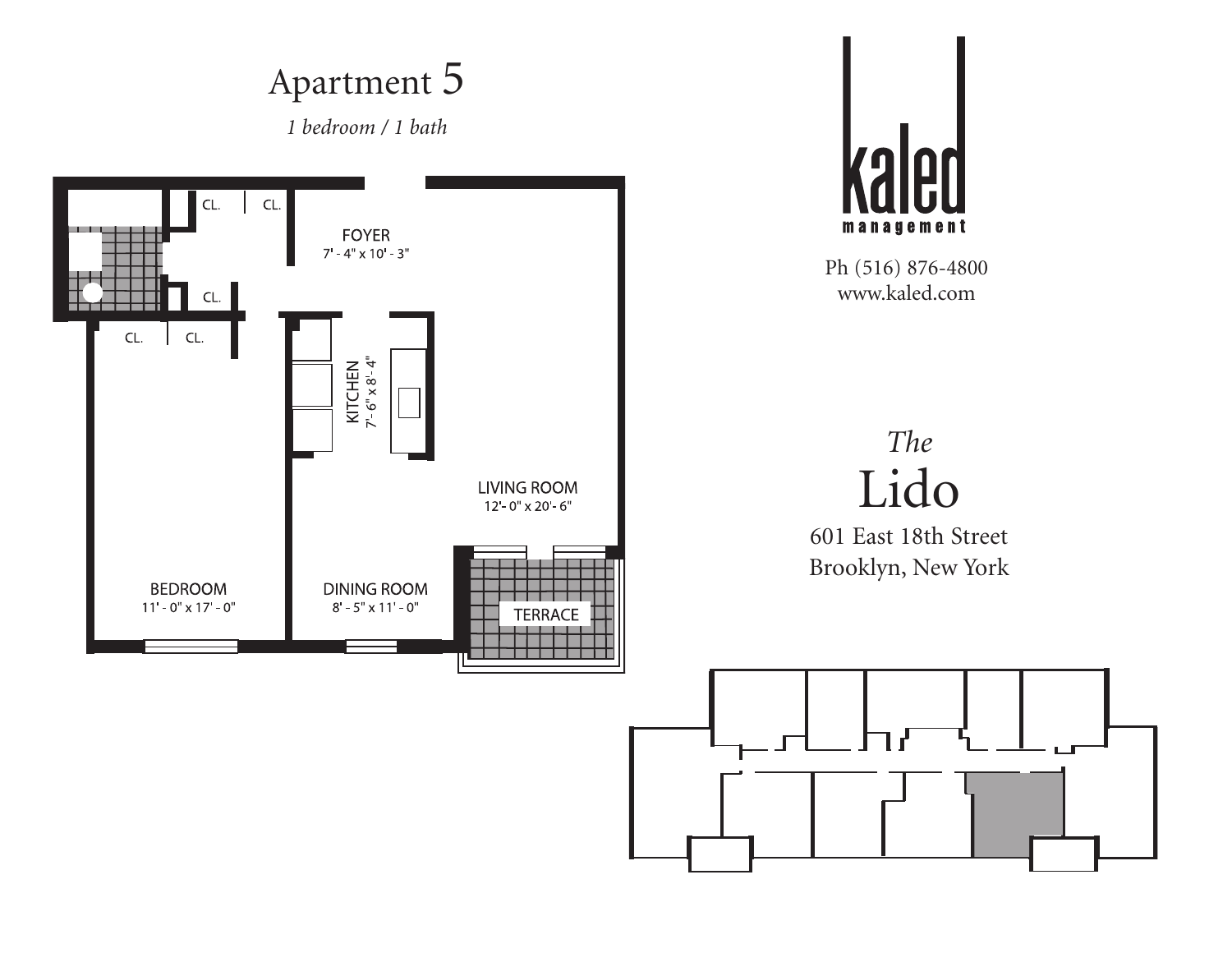# Apartment 5

*1 bedroom / 1 bath*

CL. CL.

FOYER
7' - 4" x 10' - 3"

CL.

CL. CL.

KITCHEN
7'- 6" x 8'- 4"

LIVING ROOM
12'- 0" x 20'- 6"

BEDROOM
11' - 0" x 17' - 0"

DINING ROOM
8' - 5" x 11' - 0"

TERRACE

kaled
management

Ph (516) 876-4800
www.kaled.com

*The*
# Lido

601 East 18th Street
Brooklyn, New York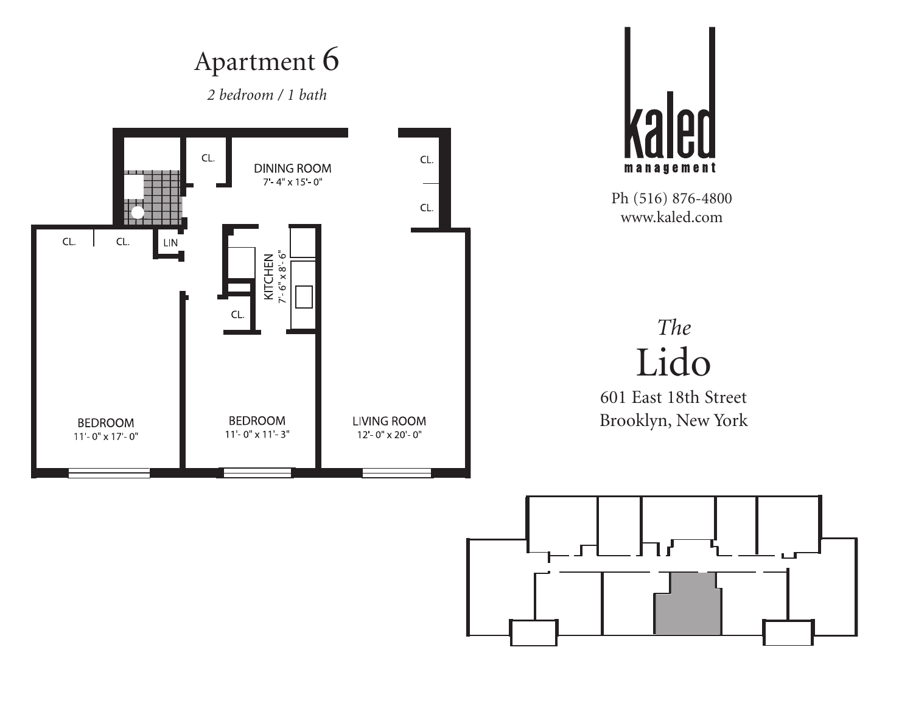# Apartment 6

*2 bedroom / 1 bath*

DINING ROOM
7'- 4" x 15'- 0"

KITCHEN
7'- 6" x 8'- 6"

BEDROOM
11'- 0" x 17'- 0"

BEDROOM
11'- 0" x 11'- 3"

LIVING ROOM
12'- 0" x 20'- 0"

CL.

CL.

CL.

CL.

CL.

CL.

LIN

kaled
management

Ph (516) 876-4800
www.kaled.com

*The*
## Lido

601 East 18th Street
Brooklyn, New York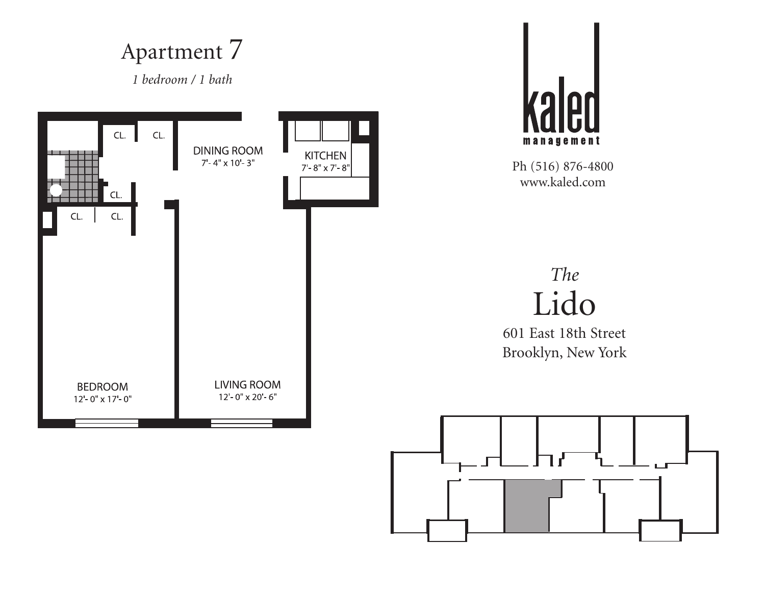# Apartment 7

*1 bedroom / 1 bath*

CL. CL.

DINING ROOM
7'- 4" x 10'- 3"

KITCHEN
7'- 8" x 7'- 8"

CL.

CL. CL.

BEDROOM
12'- 0" x 17'- 0"

LIVING ROOM
12'- 0" x 20'- 6"

**kaled**
**management**

Ph (516) 876-4800
www.kaled.com

*The*
# Lido

601 East 18th Street
Brooklyn, New York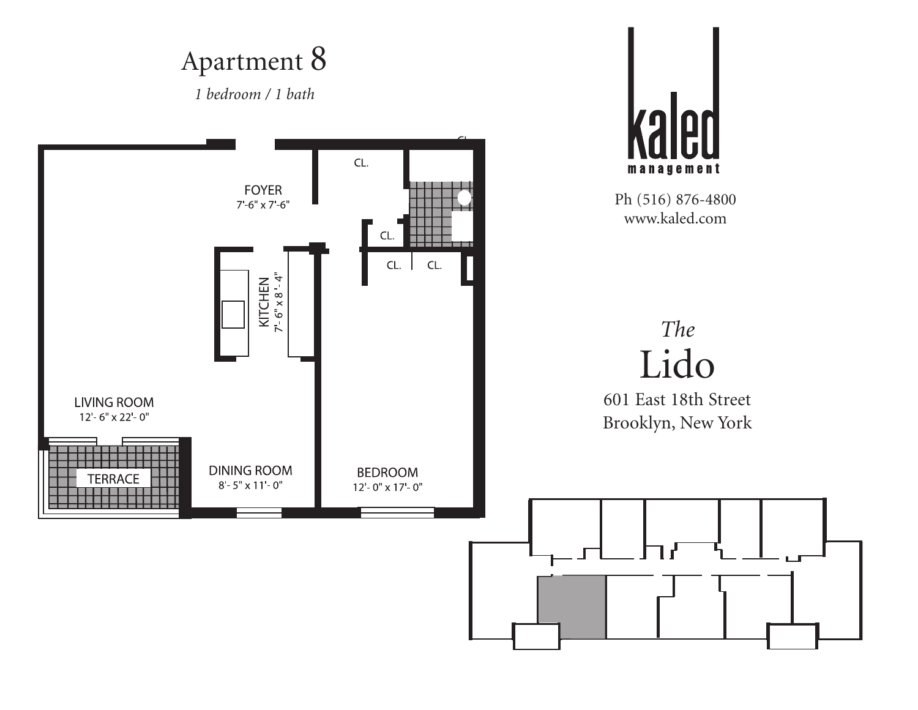# Apartment 8

*1 bedroom / 1 bath*

FOYER
7'-6" x 7'-6"

CL.

CL.

CL.

CL.

KITCHEN
7'-6" x 8'-4"

LIVING ROOM
12'- 6" x 22'- 0"

TERRACE

DINING ROOM
8'- 5" x 11'- 0"

BEDROOM
12'- 0" x 17'- 0"

**kaled**
management

Ph (516) 876-4800
www.kaled.com

*The*
## Lido

601 East 18th Street
Brooklyn, New York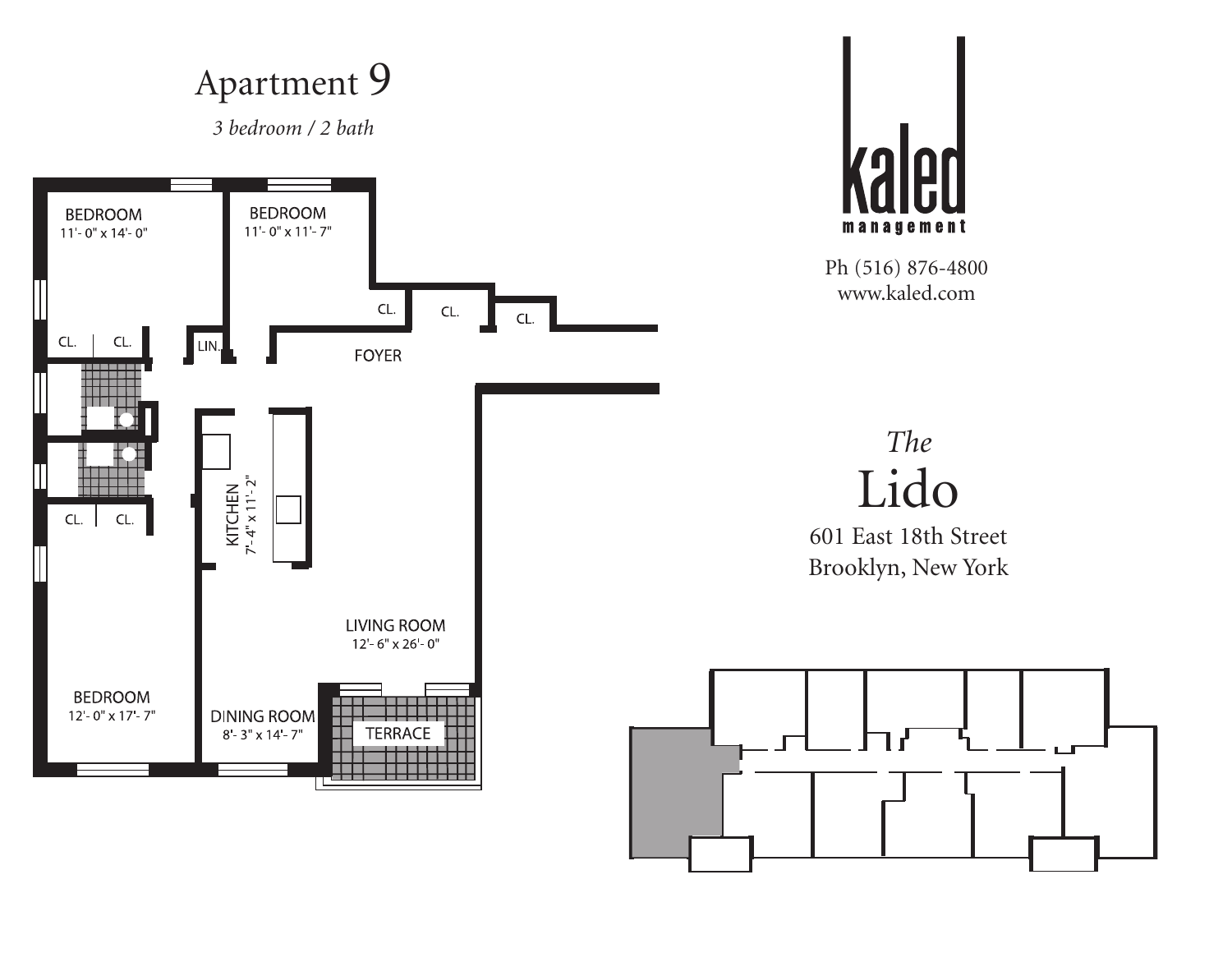# Apartment 9

*3 bedroom / 2 bath*

BEDROOM
11'- 0" x 14'- 0"

BEDROOM
11'- 0" x 11'- 7"

CL.

CL.

CL.

CL.

CL.

LIN.

FOYER

KITCHEN
7'- 4" x 11'- 2"

CL.

CL.

LIVING ROOM
12'- 6" x 26'- 0"

BEDROOM
12'- 0" x 17'- 7"

DINING ROOM
8'- 3" x 14'- 7"

TERRACE

kaled
management

Ph (516) 876-4800
www.kaled.com

*The*
## Lido

601 East 18th Street
Brooklyn, New York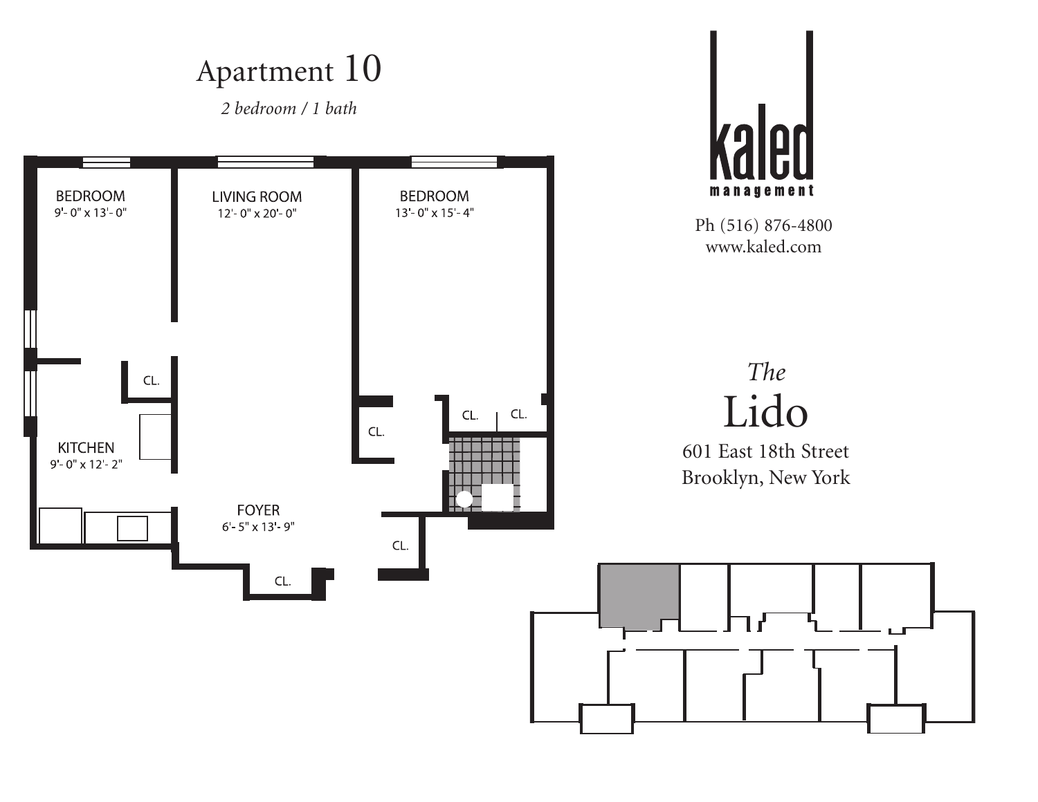# Apartment 10

*2 bedroom / 1 bath*

BEDROOM
9'- 0" x 13'- 0"

LIVING ROOM
12'- 0" x 20'- 0"

BEDROOM
13'- 0" x 15'- 4"

CL.

CL.

CL.

CL.

KITCHEN
9'- 0" x 12'- 2"

FOYER
6'- 5" x 13'- 9"

CL.

CL.

**kaled**
**management**

Ph (516) 876-4800
www.kaled.com

*The*
## Lido

601 East 18th Street
Brooklyn, New York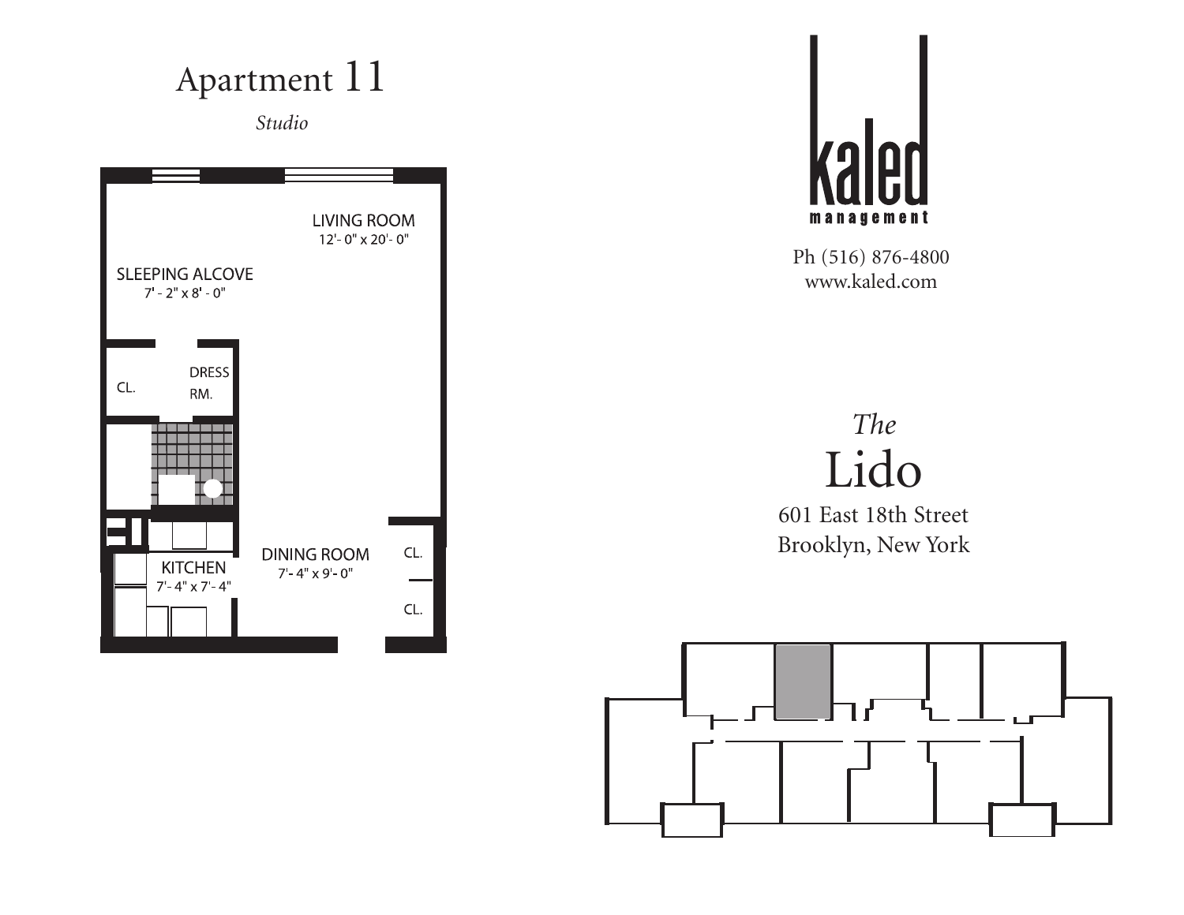# Apartment 11

*Studio*

LIVING ROOM
12'- 0" x 20'- 0"

SLEEPING ALCOVE
7' - 2" x 8' - 0"

CL.

DRESS RM.

KITCHEN
7'- 4" x 7'- 4"

DINING ROOM
7'- 4" x 9'- 0"

CL.

CL.

kaled
management

Ph (516) 876-4800
www.kaled.com

*The*
# Lido

601 East 18th Street
Brooklyn, New York